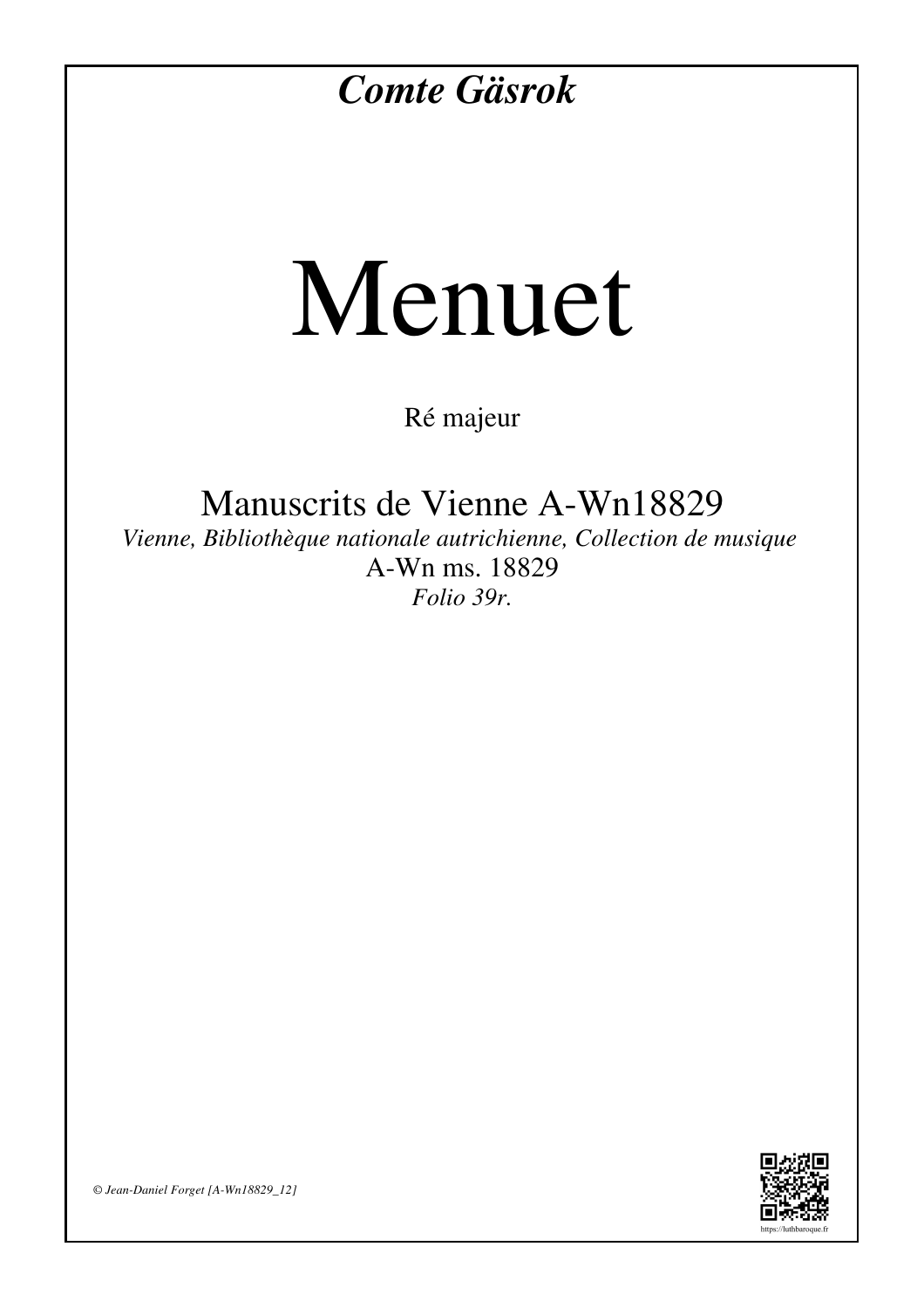***Comte Gäsrok***

# Menuet

Ré majeur

## Manuscrits de Vienne A-Wn18829

*Vienne, Bibliothèque nationale autrichienne, Collection de musique*

A-Wn ms. 18829

*Folio 39r.*

*© Jean-Daniel Forget [A-Wn18829_12]*

https://luthbaroque.fr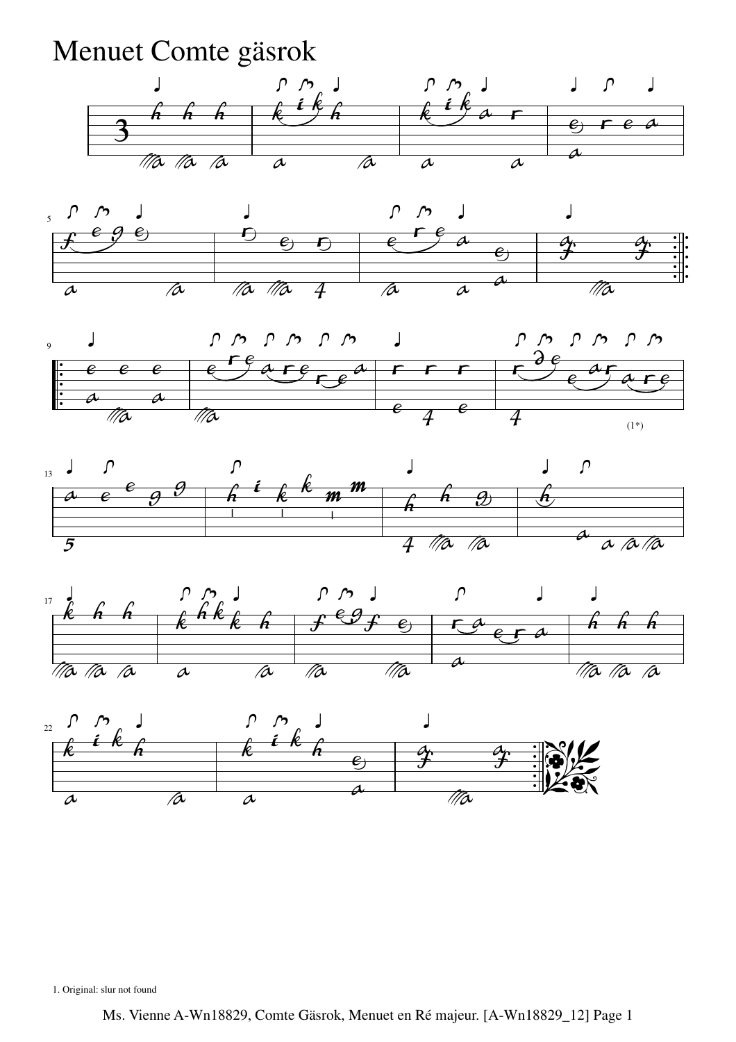# Menuet Comte gäsrok

1. Original: slur not found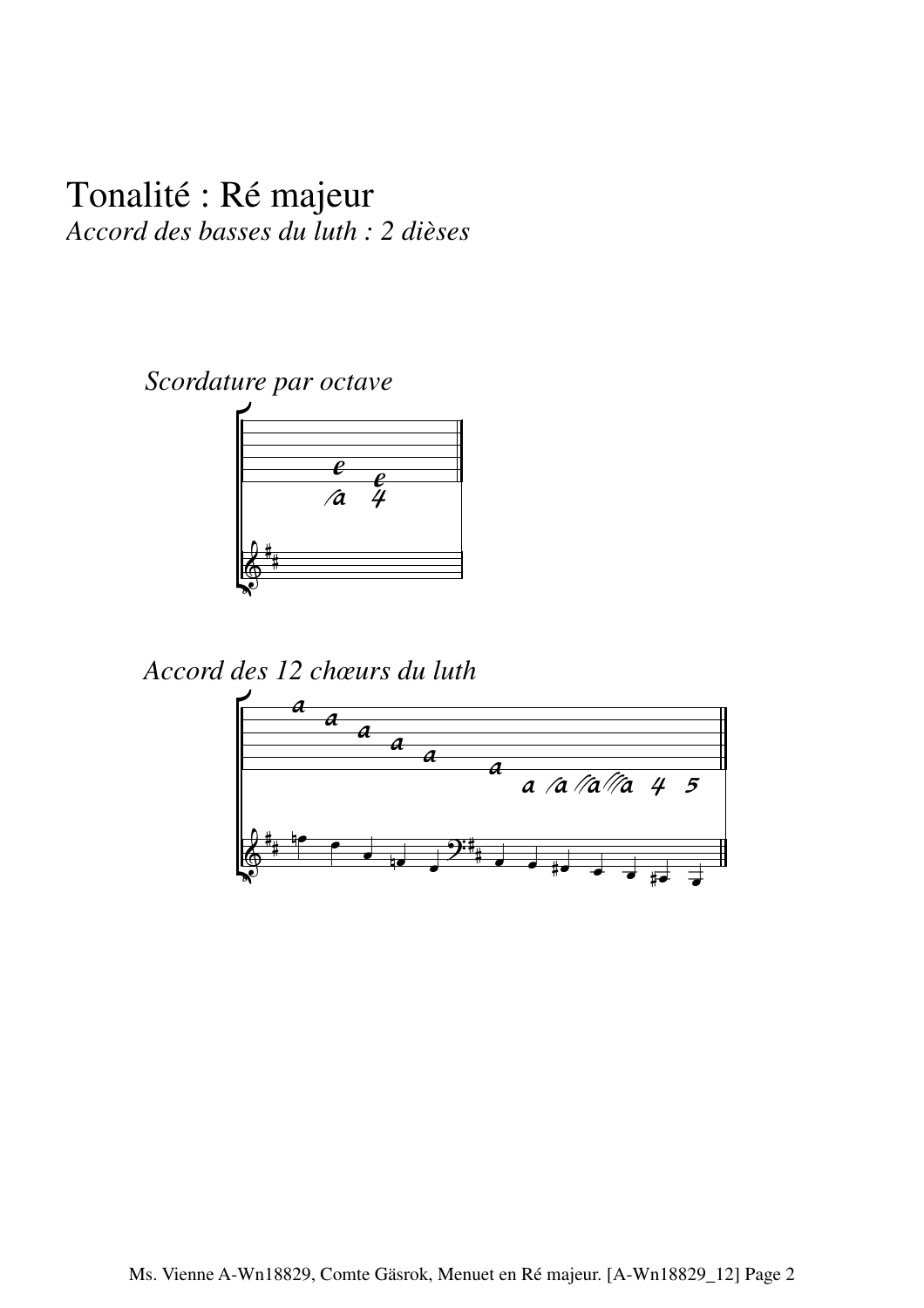# Tonalité : Ré majeur

*Accord des basses du luth : 2 dièses*

*Scordature par octave*

*Accord des 12 chœurs du luth*